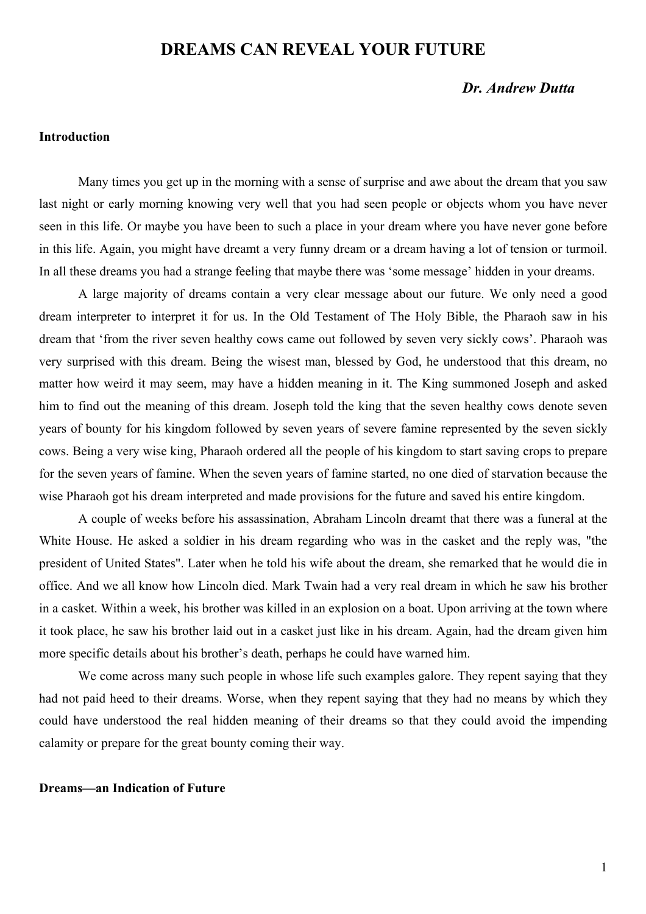# DREAMS CAN REVEAL YOUR FUTURE

***Dr. Andrew Dutta***

## Introduction

Many times you get up in the morning with a sense of surprise and awe about the dream that you saw last night or early morning knowing very well that you had seen people or objects whom you have never seen in this life. Or maybe you have been to such a place in your dream where you have never gone before in this life. Again, you might have dreamt a very funny dream or a dream having a lot of tension or turmoil. In all these dreams you had a strange feeling that maybe there was 'some message' hidden in your dreams.

A large majority of dreams contain a very clear message about our future. We only need a good dream interpreter to interpret it for us. In the Old Testament of The Holy Bible, the Pharaoh saw in his dream that 'from the river seven healthy cows came out followed by seven very sickly cows'. Pharaoh was very surprised with this dream. Being the wisest man, blessed by God, he understood that this dream, no matter how weird it may seem, may have a hidden meaning in it. The King summoned Joseph and asked him to find out the meaning of this dream. Joseph told the king that the seven healthy cows denote seven years of bounty for his kingdom followed by seven years of severe famine represented by the seven sickly cows. Being a very wise king, Pharaoh ordered all the people of his kingdom to start saving crops to prepare for the seven years of famine. When the seven years of famine started, no one died of starvation because the wise Pharaoh got his dream interpreted and made provisions for the future and saved his entire kingdom.

A couple of weeks before his assassination, Abraham Lincoln dreamt that there was a funeral at the White House. He asked a soldier in his dream regarding who was in the casket and the reply was, "the president of United States". Later when he told his wife about the dream, she remarked that he would die in office. And we all know how Lincoln died. Mark Twain had a very real dream in which he saw his brother in a casket. Within a week, his brother was killed in an explosion on a boat. Upon arriving at the town where it took place, he saw his brother laid out in a casket just like in his dream. Again, had the dream given him more specific details about his brother's death, perhaps he could have warned him.

We come across many such people in whose life such examples galore. They repent saying that they had not paid heed to their dreams. Worse, when they repent saying that they had no means by which they could have understood the real hidden meaning of their dreams so that they could avoid the impending calamity or prepare for the great bounty coming their way.

## Dreams—an Indication of Future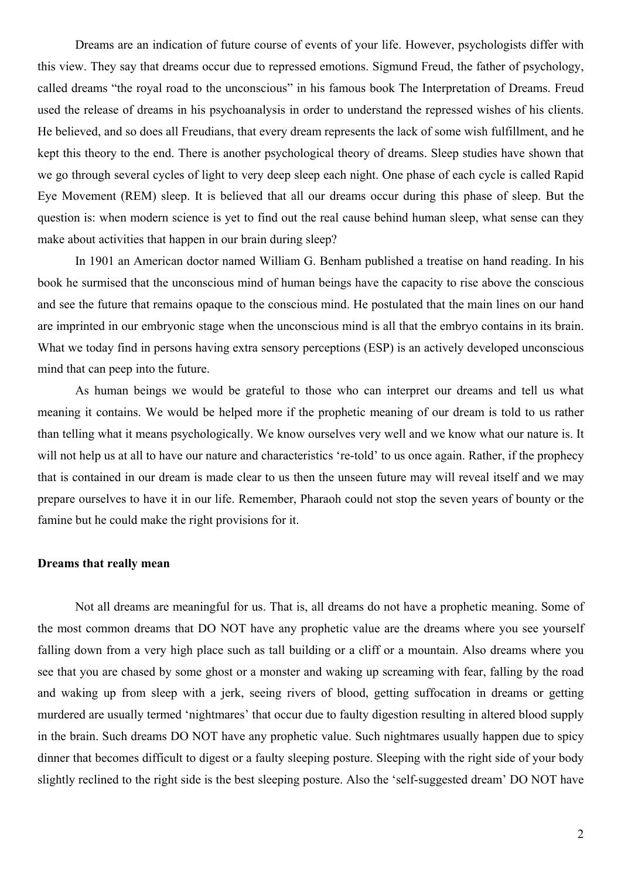Dreams are an indication of future course of events of your life. However, psychologists differ with this view. They say that dreams occur due to repressed emotions. Sigmund Freud, the father of psychology, called dreams "the royal road to the unconscious" in his famous book The Interpretation of Dreams. Freud used the release of dreams in his psychoanalysis in order to understand the repressed wishes of his clients. He believed, and so does all Freudians, that every dream represents the lack of some wish fulfillment, and he kept this theory to the end. There is another psychological theory of dreams. Sleep studies have shown that we go through several cycles of light to very deep sleep each night. One phase of each cycle is called Rapid Eye Movement (REM) sleep. It is believed that all our dreams occur during this phase of sleep. But the question is: when modern science is yet to find out the real cause behind human sleep, what sense can they make about activities that happen in our brain during sleep?

In 1901 an American doctor named William G. Benham published a treatise on hand reading. In his book he surmised that the unconscious mind of human beings have the capacity to rise above the conscious and see the future that remains opaque to the conscious mind. He postulated that the main lines on our hand are imprinted in our embryonic stage when the unconscious mind is all that the embryo contains in its brain. What we today find in persons having extra sensory perceptions (ESP) is an actively developed unconscious mind that can peep into the future.

As human beings we would be grateful to those who can interpret our dreams and tell us what meaning it contains. We would be helped more if the prophetic meaning of our dream is told to us rather than telling what it means psychologically. We know ourselves very well and we know what our nature is. It will not help us at all to have our nature and characteristics 're-told' to us once again. Rather, if the prophecy that is contained in our dream is made clear to us then the unseen future may will reveal itself and we may prepare ourselves to have it in our life. Remember, Pharaoh could not stop the seven years of bounty or the famine but he could make the right provisions for it.

**Dreams that really mean**

Not all dreams are meaningful for us. That is, all dreams do not have a prophetic meaning. Some of the most common dreams that DO NOT have any prophetic value are the dreams where you see yourself falling down from a very high place such as tall building or a cliff or a mountain. Also dreams where you see that you are chased by some ghost or a monster and waking up screaming with fear, falling by the road and waking up from sleep with a jerk, seeing rivers of blood, getting suffocation in dreams or getting murdered are usually termed 'nightmares' that occur due to faulty digestion resulting in altered blood supply in the brain. Such dreams DO NOT have any prophetic value. Such nightmares usually happen due to spicy dinner that becomes difficult to digest or a faulty sleeping posture. Sleeping with the right side of your body slightly reclined to the right side is the best sleeping posture. Also the 'self-suggested dream' DO NOT have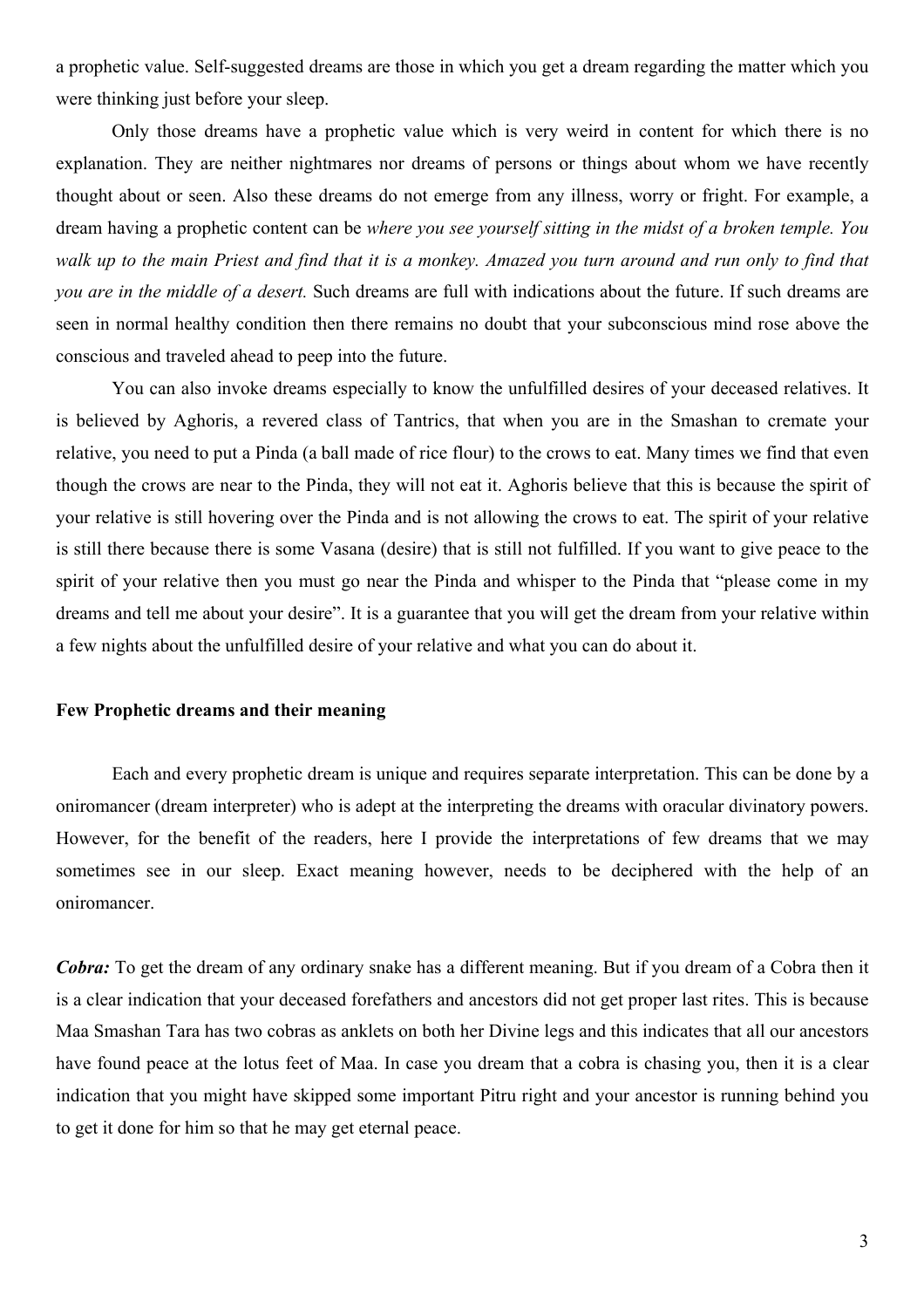a prophetic value. Self-suggested dreams are those in which you get a dream regarding the matter which you were thinking just before your sleep.

Only those dreams have a prophetic value which is very weird in content for which there is no explanation. They are neither nightmares nor dreams of persons or things about whom we have recently thought about or seen. Also these dreams do not emerge from any illness, worry or fright. For example, a dream having a prophetic content can be *where you see yourself sitting in the midst of a broken temple. You walk up to the main Priest and find that it is a monkey. Amazed you turn around and run only to find that you are in the middle of a desert.* Such dreams are full with indications about the future. If such dreams are seen in normal healthy condition then there remains no doubt that your subconscious mind rose above the conscious and traveled ahead to peep into the future.

You can also invoke dreams especially to know the unfulfilled desires of your deceased relatives. It is believed by Aghoris, a revered class of Tantrics, that when you are in the Smashan to cremate your relative, you need to put a Pinda (a ball made of rice flour) to the crows to eat. Many times we find that even though the crows are near to the Pinda, they will not eat it. Aghoris believe that this is because the spirit of your relative is still hovering over the Pinda and is not allowing the crows to eat. The spirit of your relative is still there because there is some Vasana (desire) that is still not fulfilled. If you want to give peace to the spirit of your relative then you must go near the Pinda and whisper to the Pinda that "please come in my dreams and tell me about your desire". It is a guarantee that you will get the dream from your relative within a few nights about the unfulfilled desire of your relative and what you can do about it.

**Few Prophetic dreams and their meaning**

Each and every prophetic dream is unique and requires separate interpretation. This can be done by a oniromancer (dream interpreter) who is adept at the interpreting the dreams with oracular divinatory powers. However, for the benefit of the readers, here I provide the interpretations of few dreams that we may sometimes see in our sleep. Exact meaning however, needs to be deciphered with the help of an oniromancer.

***Cobra:*** To get the dream of any ordinary snake has a different meaning. But if you dream of a Cobra then it is a clear indication that your deceased forefathers and ancestors did not get proper last rites. This is because Maa Smashan Tara has two cobras as anklets on both her Divine legs and this indicates that all our ancestors have found peace at the lotus feet of Maa. In case you dream that a cobra is chasing you, then it is a clear indication that you might have skipped some important Pitru right and your ancestor is running behind you to get it done for him so that he may get eternal peace.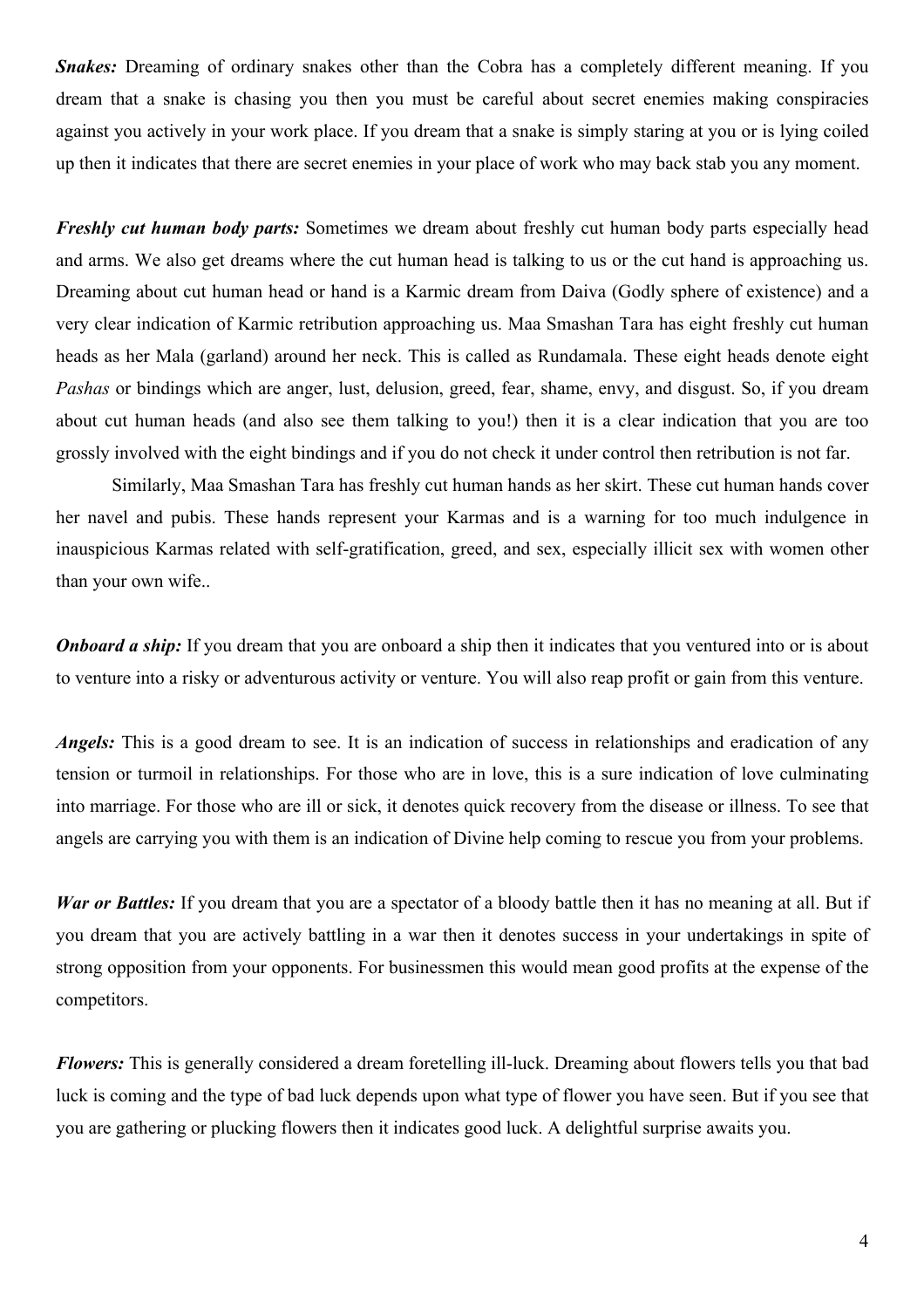***Snakes:*** Dreaming of ordinary snakes other than the Cobra has a completely different meaning. If you dream that a snake is chasing you then you must be careful about secret enemies making conspiracies against you actively in your work place. If you dream that a snake is simply staring at you or is lying coiled up then it indicates that there are secret enemies in your place of work who may back stab you any moment.

***Freshly cut human body parts:*** Sometimes we dream about freshly cut human body parts especially head and arms. We also get dreams where the cut human head is talking to us or the cut hand is approaching us. Dreaming about cut human head or hand is a Karmic dream from Daiva (Godly sphere of existence) and a very clear indication of Karmic retribution approaching us. Maa Smashan Tara has eight freshly cut human heads as her Mala (garland) around her neck. This is called as Rundamala. These eight heads denote eight *Pashas* or bindings which are anger, lust, delusion, greed, fear, shame, envy, and disgust. So, if you dream about cut human heads (and also see them talking to you!) then it is a clear indication that you are too grossly involved with the eight bindings and if you do not check it under control then retribution is not far.

Similarly, Maa Smashan Tara has freshly cut human hands as her skirt. These cut human hands cover her navel and pubis. These hands represent your Karmas and is a warning for too much indulgence in inauspicious Karmas related with self-gratification, greed, and sex, especially illicit sex with women other than your own wife..

***Onboard a ship:*** If you dream that you are onboard a ship then it indicates that you ventured into or is about to venture into a risky or adventurous activity or venture. You will also reap profit or gain from this venture.

***Angels:*** This is a good dream to see. It is an indication of success in relationships and eradication of any tension or turmoil in relationships. For those who are in love, this is a sure indication of love culminating into marriage. For those who are ill or sick, it denotes quick recovery from the disease or illness. To see that angels are carrying you with them is an indication of Divine help coming to rescue you from your problems.

***War or Battles:*** If you dream that you are a spectator of a bloody battle then it has no meaning at all. But if you dream that you are actively battling in a war then it denotes success in your undertakings in spite of strong opposition from your opponents. For businessmen this would mean good profits at the expense of the competitors.

***Flowers:*** This is generally considered a dream foretelling ill-luck. Dreaming about flowers tells you that bad luck is coming and the type of bad luck depends upon what type of flower you have seen. But if you see that you are gathering or plucking flowers then it indicates good luck. A delightful surprise awaits you.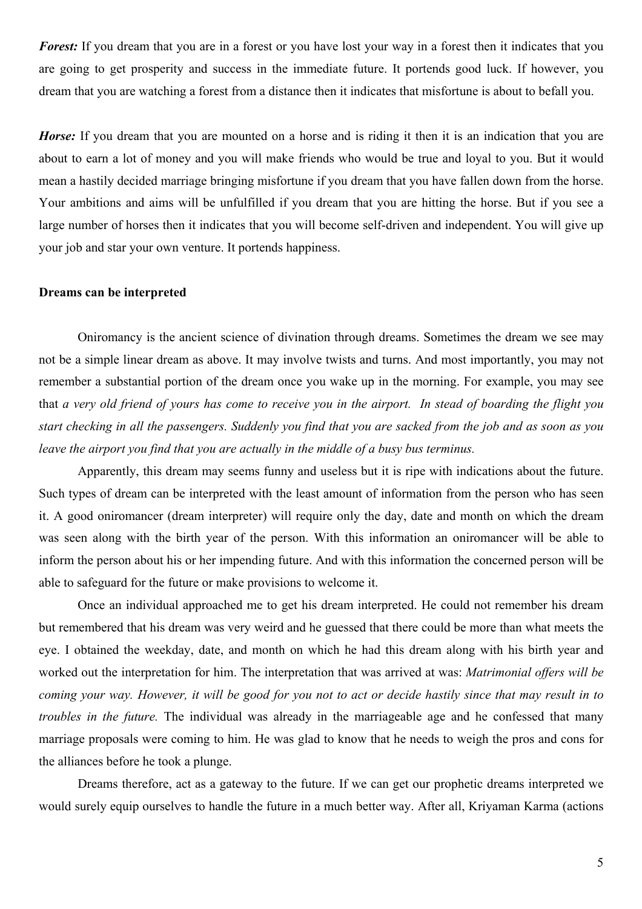***Forest:*** If you dream that you are in a forest or you have lost your way in a forest then it indicates that you are going to get prosperity and success in the immediate future. It portends good luck. If however, you dream that you are watching a forest from a distance then it indicates that misfortune is about to befall you.

***Horse:*** If you dream that you are mounted on a horse and is riding it then it is an indication that you are about to earn a lot of money and you will make friends who would be true and loyal to you. But it would mean a hastily decided marriage bringing misfortune if you dream that you have fallen down from the horse. Your ambitions and aims will be unfulfilled if you dream that you are hitting the horse. But if you see a large number of horses then it indicates that you will become self-driven and independent. You will give up your job and star your own venture. It portends happiness.

**Dreams can be interpreted**

Oniromancy is the ancient science of divination through dreams. Sometimes the dream we see may not be a simple linear dream as above. It may involve twists and turns. And most importantly, you may not remember a substantial portion of the dream once you wake up in the morning. For example, you may see that *a very old friend of yours has come to receive you in the airport. In stead of boarding the flight you start checking in all the passengers. Suddenly you find that you are sacked from the job and as soon as you leave the airport you find that you are actually in the middle of a busy bus terminus.*

Apparently, this dream may seems funny and useless but it is ripe with indications about the future. Such types of dream can be interpreted with the least amount of information from the person who has seen it. A good oniromancer (dream interpreter) will require only the day, date and month on which the dream was seen along with the birth year of the person. With this information an oniromancer will be able to inform the person about his or her impending future. And with this information the concerned person will be able to safeguard for the future or make provisions to welcome it.

Once an individual approached me to get his dream interpreted. He could not remember his dream but remembered that his dream was very weird and he guessed that there could be more than what meets the eye. I obtained the weekday, date, and month on which he had this dream along with his birth year and worked out the interpretation for him. The interpretation that was arrived at was: *Matrimonial offers will be coming your way. However, it will be good for you not to act or decide hastily since that may result in to troubles in the future.* The individual was already in the marriageable age and he confessed that many marriage proposals were coming to him. He was glad to know that he needs to weigh the pros and cons for the alliances before he took a plunge.

Dreams therefore, act as a gateway to the future. If we can get our prophetic dreams interpreted we would surely equip ourselves to handle the future in a much better way. After all, Kriyaman Karma (actions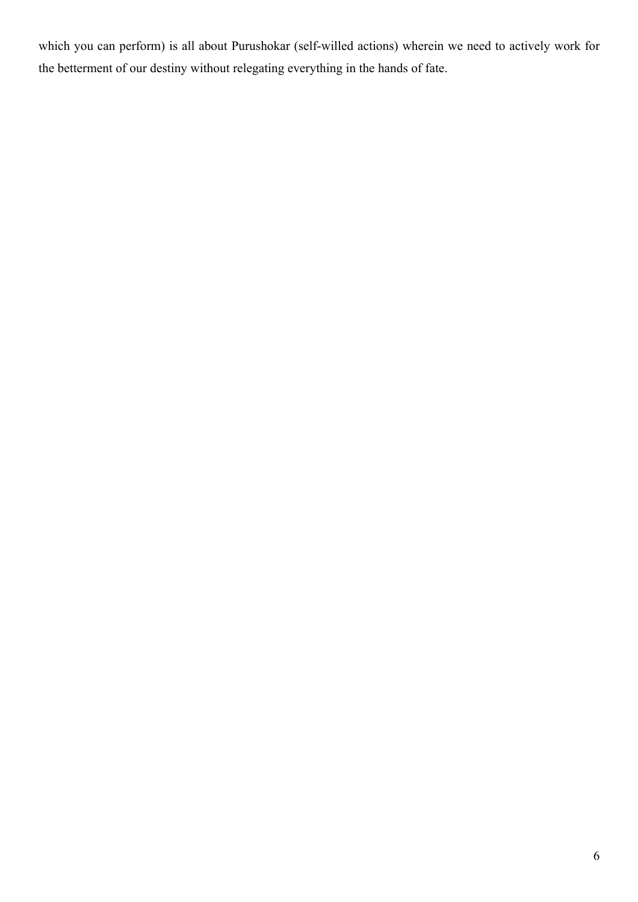which you can perform) is all about Purushokar (self-willed actions) wherein we need to actively work for the betterment of our destiny without relegating everything in the hands of fate.